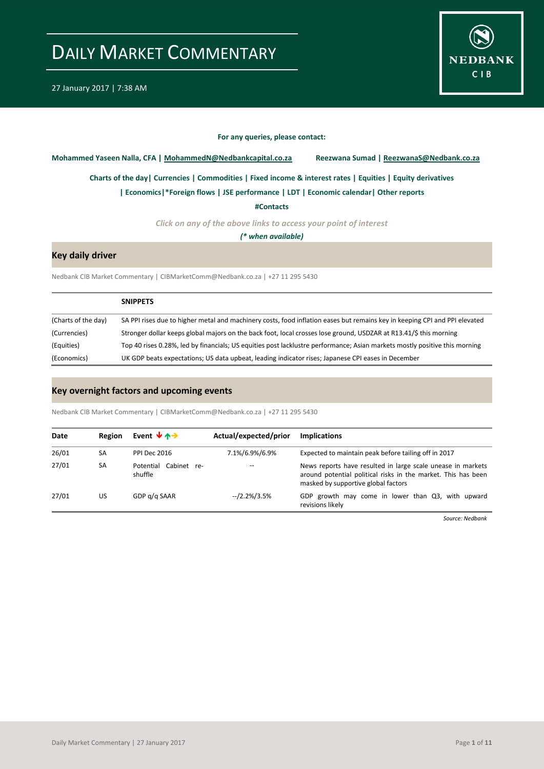# DAILY MARKET COMMENTARY

27 January 2017 | 7:38 AM

**For any queries, please contact:**

**Mohammed Yaseen Nalla, CFA | MohammedN@Nedbankcapital.co.za** **Reezwana Sumad | ReezwanaS@Nedbank.co.za**

**Charts of the day| Currencies | Commodities | Fixed income & interest rates | Equities | Equity derivatives**

**| Economics|*Foreign flows | JSE performance | LDT | Economic calendar| Other reports**

**#Contacts**

*Click on any of the above links to access your point of interest*

***(* when available)***

## Key daily driver

Nedbank CIB Market Commentary | CIBMarketComm@Nedbank.co.za | +27 11 295 5430

| | SNIPPETS |
|---|---|
| (Charts of the day) | SA PPI rises due to higher metal and machinery costs, food inflation eases but remains key in keeping CPI and PPI elevated |
| (Currencies) | Stronger dollar keeps global majors on the back foot, local crosses lose ground, USDZAR at R13.41/$ this morning |
| (Equities) | Top 40 rises 0.28%, led by financials; US equities post lacklustre performance; Asian markets mostly positive this morning |
| (Economics) | UK GDP beats expectations; US data upbeat, leading indicator rises; Japanese CPI eases in December |

## Key overnight factors and upcoming events

Nedbank CIB Market Commentary | CIBMarketComm@Nedbank.co.za | +27 11 295 5430

| Date | Region | Event ↓↑→ | Actual/expected/prior | Implications |
|---|---|---|---|---|
| 26/01 | SA | PPI Dec 2016 | 7.1%/6.9%/6.9% | Expected to maintain peak before tailing off in 2017 |
| 27/01 | SA | Potential Cabinet re-shuffle | -- | News reports have resulted in large scale unease in markets around potential political risks in the market. This has been masked by supportive global factors |
| 27/01 | US | GDP q/q SAAR | --/2.2%/3.5% | GDP growth may come in lower than Q3, with upward revisions likely |

*Source: Nedbank*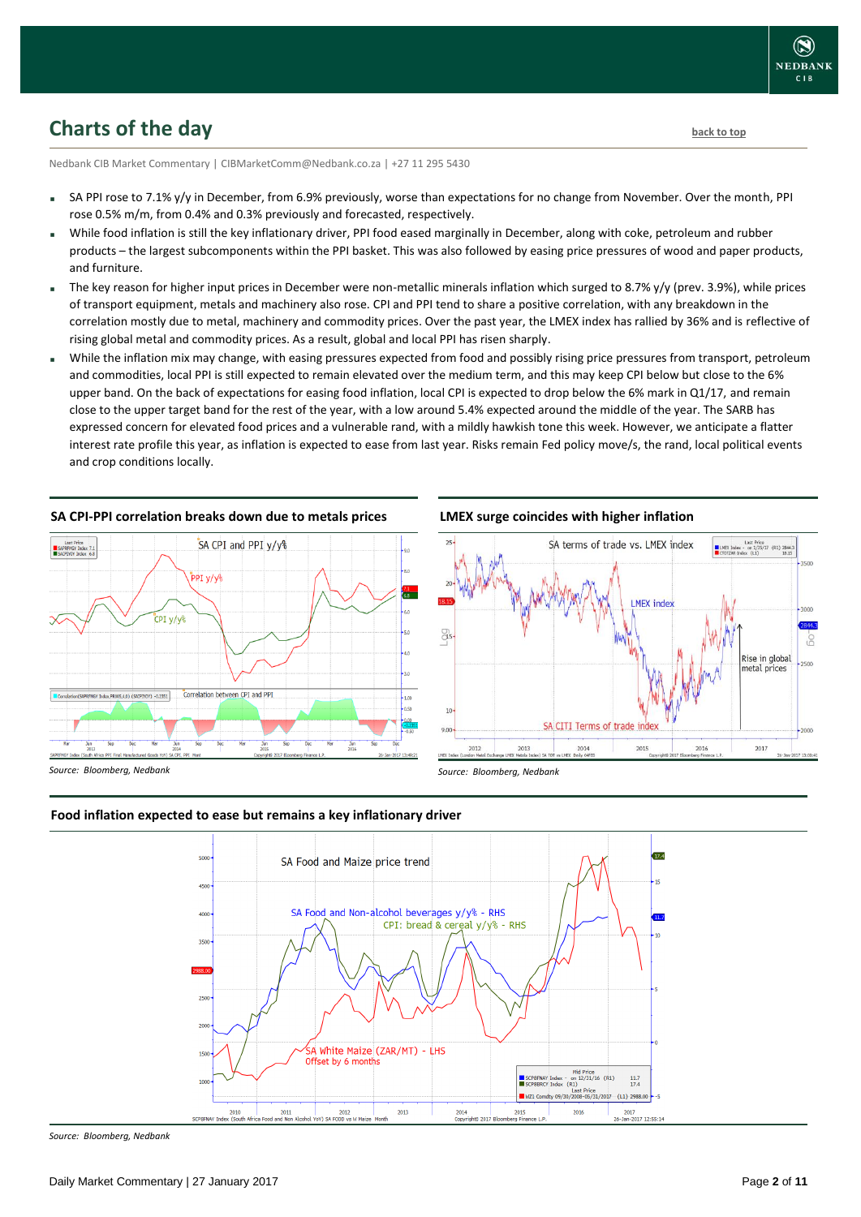## Charts of the day

back to top

Nedbank CIB Market Commentary | CIBMarketComm@Nedbank.co.za | +27 11 295 5430

- SA PPI rose to 7.1% y/y in December, from 6.9% previously, worse than expectations for no change from November. Over the month, PPI rose 0.5% m/m, from 0.4% and 0.3% previously and forecasted, respectively.
- While food inflation is still the key inflationary driver, PPI food eased marginally in December, along with coke, petroleum and rubber products – the largest subcomponents within the PPI basket. This was also followed by easing price pressures of wood and paper products, and furniture.
- The key reason for higher input prices in December were non-metallic minerals inflation which surged to 8.7% y/y (prev. 3.9%), while prices of transport equipment, metals and machinery also rose. CPI and PPI tend to share a positive correlation, with any breakdown in the correlation mostly due to metal, machinery and commodity prices. Over the past year, the LMEX index has rallied by 36% and is reflective of rising global metal and commodity prices. As a result, global and local PPI has risen sharply.
- While the inflation mix may change, with easing pressures expected from food and possibly rising price pressures from transport, petroleum and commodities, local PPI is still expected to remain elevated over the medium term, and this may keep CPI below but close to the 6% upper band. On the back of expectations for easing food inflation, local CPI is expected to drop below the 6% mark in Q1/17, and remain close to the upper target band for the rest of the year, with a low around 5.4% expected around the middle of the year. The SARB has expressed concern for elevated food prices and a vulnerable rand, with a mildly hawkish tone this week. However, we anticipate a flatter interest rate profile this year, as inflation is expected to ease from last year. Risks remain Fed policy move/s, the rand, local political events and crop conditions locally.

### SA CPI-PPI correlation breaks down due to metals prices

SA CPI and PPI y/y%

PPI y/y%

CPI y/y%

Correlation between CPI and PPI

Source: Bloomberg, Nedbank

### LMEX surge coincides with higher inflation

SA terms of trade vs. LMEX index

LMEX index

Rise in global metal prices

SA CITI Terms of trade index

Source: Bloomberg, Nedbank

### Food inflation expected to ease but remains a key inflationary driver

SA Food and Maize price trend

SA Food and Non-alcohol beverages y/y% - RHS

CPI: bread & cereal y/y% - RHS

SA White Maize (ZAR/MT) - LHS
Offset by 6 months

Source: Bloomberg, Nedbank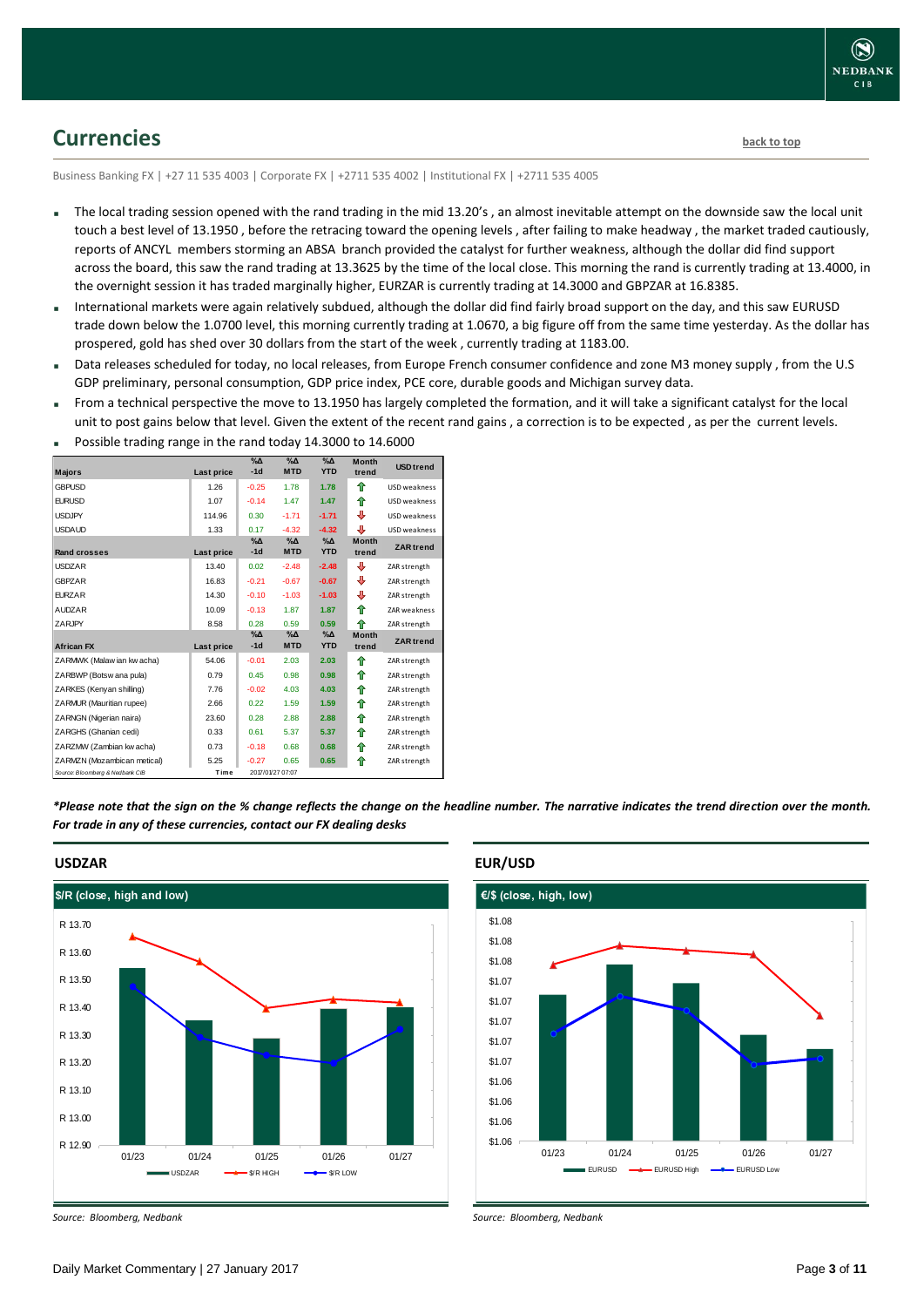## Currencies

back to top

Business Banking FX | +27 11 535 4003 | Corporate FX | +2711 535 4002 | Institutional FX | +2711 535 4005

- The local trading session opened with the rand trading in the mid 13.20's , an almost inevitable attempt on the downside saw the local unit touch a best level of 13.1950 , before the retracing toward the opening levels , after failing to make headway , the market traded cautiously, reports of ANCYL members storming an ABSA branch provided the catalyst for further weakness, although the dollar did find support across the board, this saw the rand trading at 13.3625 by the time of the local close. This morning the rand is currently trading at 13.4000, in the overnight session it has traded marginally higher, EURZAR is currently trading at 14.3000 and GBPZAR at 16.8385.
- International markets were again relatively subdued, although the dollar did find fairly broad support on the day, and this saw EURUSD trade down below the 1.0700 level, this morning currently trading at 1.0670, a big figure off from the same time yesterday. As the dollar has prospered, gold has shed over 30 dollars from the start of the week , currently trading at 1183.00.
- Data releases scheduled for today, no local releases, from Europe French consumer confidence and zone M3 money supply , from the U.S GDP preliminary, personal consumption, GDP price index, PCE core, durable goods and Michigan survey data.
- From a technical perspective the move to 13.1950 has largely completed the formation, and it will take a significant catalyst for the local unit to post gains below that level. Given the extent of the recent rand gains , a correction is to be expected , as per the current levels.
- Possible trading range in the rand today 14.3000 to 14.6000

| Majors | Last price | %Δ -1d | %Δ MTD | %Δ YTD | Month trend | USD trend |
|---|---|---|---|---|---|---|
| GBPUSD | 1.26 | -0.25 | 1.78 | 1.78 | ⇧ | USD weakness |
| EURUSD | 1.07 | -0.14 | 1.47 | 1.47 | ⇧ | USD weakness |
| USDJPY | 114.96 | 0.30 | -1.71 | -1.71 | ⇩ | USD weakness |
| USDAUD | 1.33 | 0.17 | -4.32 | -4.32 | ⇩ | USD weakness |
| **Rand crosses** | **Last price** | **%Δ -1d** | **%Δ MTD** | **%Δ YTD** | **Month trend** | **ZAR trend** |
| USDZAR | 13.40 | 0.02 | -2.48 | -2.48 | ⇩ | ZAR strength |
| GBPZAR | 16.83 | -0.21 | -0.67 | -0.67 | ⇩ | ZAR strength |
| EURZAR | 14.30 | -0.10 | -1.03 | -1.03 | ⇩ | ZAR strength |
| AUDZAR | 10.09 | -0.13 | 1.87 | 1.87 | ⇧ | ZAR weakness |
| ZARJPY | 8.58 | 0.28 | 0.59 | 0.59 | ⇧ | ZAR strength |
| **African FX** | **Last price** | **%Δ -1d** | **%Δ MTD** | **%Δ YTD** | **Month trend** | **ZAR trend** |
| ZARMWK (Malawian kwacha) | 54.06 | -0.01 | 2.03 | 2.03 | ⇧ | ZAR strength |
| ZARBWP (Botswana pula) | 0.79 | 0.45 | 0.98 | 0.98 | ⇧ | ZAR strength |
| ZARKES (Kenyan shilling) | 7.76 | -0.02 | 4.03 | 4.03 | ⇧ | ZAR strength |
| ZARMUR (Mauritian rupee) | 2.66 | 0.22 | 1.59 | 1.59 | ⇧ | ZAR strength |
| ZARNGN (Nigerian naira) | 23.60 | 0.28 | 2.88 | 2.88 | ⇧ | ZAR strength |
| ZARGHS (Ghanian cedi) | 0.33 | 0.61 | 5.37 | 5.37 | ⇧ | ZAR strength |
| ZARZMW (Zambian kwacha) | 0.73 | -0.18 | 0.68 | 0.68 | ⇧ | ZAR strength |
| ZARMZN (Mozambican metical) | 5.25 | -0.27 | 0.65 | 0.65 | ⇧ | ZAR strength |
| Source: Bloomberg & Nedbank CIB | Time | 2017/01/27 07:07 | | | | |

*\*Please note that the sign on the % change reflects the change on the headline number. The narrative indicates the trend direction over the month. For trade in any of these currencies, contact our FX dealing desks*

### USDZAR

$/R (close, high and low)

R 13.70
R 13.60
R 13.50
R 13.40
R 13.30
R 13.20
R 13.10
R 13.00
R 12.90

01/23 01/24 01/25 01/26 01/27

USDZAR $/R HIGH $/R LOW

*Source: Bloomberg, Nedbank*

### EUR/USD

€/$ (close, high, low)

$1.08
$1.08
$1.08
$1.07
$1.07
$1.07
$1.07
$1.07
$1.06
$1.06
$1.06
$1.06

01/23 01/24 01/25 01/26 01/27

EURUSD EURUSD High EURUSD Low

*Source: Bloomberg, Nedbank*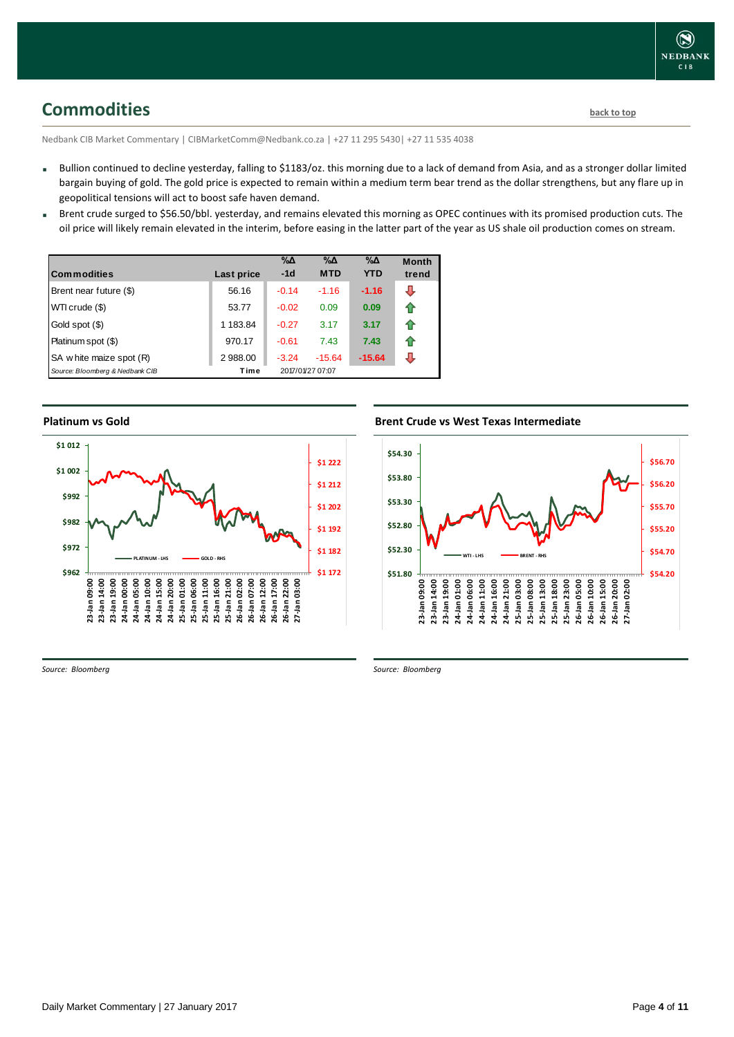## Commodities

back to top

Nedbank CIB Market Commentary | CIBMarketComm@Nedbank.co.za | +27 11 295 5430| +27 11 535 4038

- Bullion continued to decline yesterday, falling to $1183/oz. this morning due to a lack of demand from Asia, and as a stronger dollar limited bargain buying of gold. The gold price is expected to remain within a medium term bear trend as the dollar strengthens, but any flare up in geopolitical tensions will act to boost safe haven demand.
- Brent crude surged to $56.50/bbl. yesterday, and remains elevated this morning as OPEC continues with its promised production cuts. The oil price will likely remain elevated in the interim, before easing in the latter part of the year as US shale oil production comes on stream.

| Commodities | Last price | %Δ -1d | %Δ MTD | %Δ YTD | Month trend |
|---|---|---|---|---|---|
| Brent near future ($) | 56.16 | -0.14 | -1.16 | -1.16 | ⇩ |
| WTI crude ($) | 53.77 | -0.02 | 0.09 | 0.09 | ⇧ |
| Gold spot ($) | 1 183.84 | -0.27 | 3.17 | 3.17 | ⇧ |
| Platinum spot ($) | 970.17 | -0.61 | 7.43 | 7.43 | ⇧ |
| SA white maize spot (R) | 2 988.00 | -3.24 | -15.64 | -15.64 | ⇩ |
| *Source: Bloomberg & Nedbank CIB* | Time | 2017/01/27 07:07 | | | |

### Platinum vs Gold

$1 012
$1 002
$992
$982
$972
$962

$1 222
$1 212
$1 202
$1 192
$1 182
$1 172

PLATINUM - LHS
GOLD - RHS

23-Jan 09:00, 23-Jan 14:00, 23-Jan 19:00, 24-Jan 00:00, 24-Jan 05:00, 24-Jan 10:00, 24-Jan 15:00, 24-Jan 20:00, 25-Jan 01:00, 25-Jan 06:00, 25-Jan 11:00, 25-Jan 16:00, 25-Jan 21:00, 26-Jan 02:00, 26-Jan 07:00, 26-Jan 12:00, 26-Jan 17:00, 26-Jan 22:00, 27-Jan 03:00

*Source: Bloomberg*

### Brent Crude vs West Texas Intermediate

$54.30
$53.80
$53.30
$52.80
$52.30
$51.80

$56.70
$56.20
$55.70
$55.20
$54.70
$54.20

WTI - LHS
BRENT - RHS

23-Jan 09:00, 23-Jan 14:00, 23-Jan 19:00, 24-Jan 01:00, 24-Jan 06:00, 24-Jan 11:00, 24-Jan 16:00, 24-Jan 21:00, 25-Jan 03:00, 25-Jan 08:00, 25-Jan 13:00, 25-Jan 18:00, 25-Jan 23:00, 26-Jan 05:00, 26-Jan 10:00, 26-Jan 15:00, 26-Jan 20:00, 27-Jan 02:00

*Source: Bloomberg*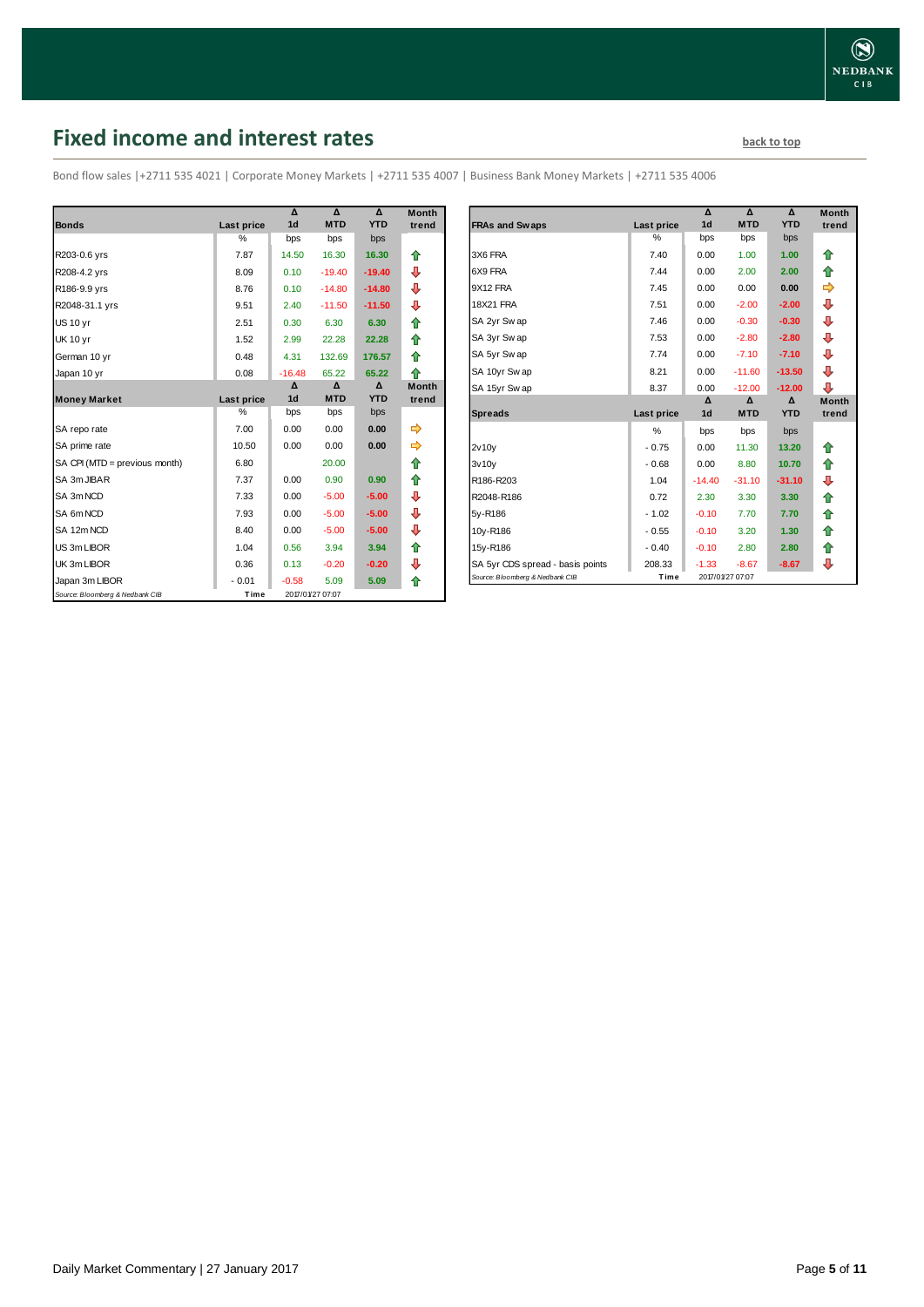# Fixed income and interest rates

back to top

Bond flow sales |+2711 535 4021 | Corporate Money Markets | +2711 535 4007 | Business Bank Money Markets | +2711 535 4006

| Bonds | Last price | Δ 1d | Δ MTD | Δ YTD | Month trend |
|---|---|---|---|---|---|
| | % | bps | bps | bps | |
| R203-0.6 yrs | 7.87 | 14.50 | 16.30 | 16.30 | ⇧ |
| R208-4.2 yrs | 8.09 | 0.10 | -19.40 | -19.40 | ⇩ |
| R186-9.9 yrs | 8.76 | 0.10 | -14.80 | -14.80 | ⇩ |
| R2048-31.1 yrs | 9.51 | 2.40 | -11.50 | -11.50 | ⇩ |
| US 10 yr | 2.51 | 0.30 | 6.30 | 6.30 | ⇧ |
| UK 10 yr | 1.52 | 2.99 | 22.28 | 22.28 | ⇧ |
| German 10 yr | 0.48 | 4.31 | 132.69 | 176.57 | ⇧ |
| Japan 10 yr | 0.08 | -16.48 | 65.22 | 65.22 | ⇧ |
| **Money Market** | **Last price** | **Δ 1d** | **Δ MTD** | **Δ YTD** | **Month trend** |
| | % | bps | bps | bps | |
| SA repo rate | 7.00 | 0.00 | 0.00 | 0.00 | ⇨ |
| SA prime rate | 10.50 | 0.00 | 0.00 | 0.00 | ⇨ |
| SA CPI (MTD = previous month) | 6.80 | | 20.00 | | ⇧ |
| SA 3m JIBAR | 7.37 | 0.00 | 0.90 | 0.90 | ⇧ |
| SA 3m NCD | 7.33 | 0.00 | -5.00 | -5.00 | ⇩ |
| SA 6m NCD | 7.93 | 0.00 | -5.00 | -5.00 | ⇩ |
| SA 12m NCD | 8.40 | 0.00 | -5.00 | -5.00 | ⇩ |
| US 3m LIBOR | 1.04 | 0.56 | 3.94 | 3.94 | ⇧ |
| UK 3m LIBOR | 0.36 | 0.13 | -0.20 | -0.20 | ⇩ |
| Japan 3m LIBOR | -0.01 | -0.58 | 5.09 | 5.09 | ⇧ |
| Source: Bloomberg & Nedbank CIB | Time | 2017/01/27 07:07 | | | |

| FRAs and Swaps | Last price | Δ 1d | Δ MTD | Δ YTD | Month trend |
|---|---|---|---|---|---|
| | % | bps | bps | bps | |
| 3X6 FRA | 7.40 | 0.00 | 1.00 | 1.00 | ⇧ |
| 6X9 FRA | 7.44 | 0.00 | 2.00 | 2.00 | ⇧ |
| 9X12 FRA | 7.45 | 0.00 | 0.00 | 0.00 | ⇨ |
| 18X21 FRA | 7.51 | 0.00 | -2.00 | -2.00 | ⇩ |
| SA 2yr Swap | 7.46 | 0.00 | -0.30 | -0.30 | ⇩ |
| SA 3yr Swap | 7.53 | 0.00 | -2.80 | -2.80 | ⇩ |
| SA 5yr Swap | 7.74 | 0.00 | -7.10 | -7.10 | ⇩ |
| SA 10yr Swap | 8.21 | 0.00 | -11.60 | -13.50 | ⇩ |
| SA 15yr Swap | 8.37 | 0.00 | -12.00 | -12.00 | ⇩ |
| **Spreads** | **Last price** | **Δ 1d** | **Δ MTD** | **Δ YTD** | **Month trend** |
| | % | bps | bps | bps | |
| 2v10y | -0.75 | 0.00 | 11.30 | 13.20 | ⇧ |
| 3v10y | -0.68 | 0.00 | 8.80 | 10.70 | ⇧ |
| R186-R203 | 1.04 | -14.40 | -31.10 | -31.10 | ⇩ |
| R2048-R186 | 0.72 | 2.30 | 3.30 | 3.30 | ⇧ |
| 5y-R186 | -1.02 | -0.10 | 7.70 | 7.70 | ⇧ |
| 10y-R186 | -0.55 | -0.10 | 3.20 | 1.30 | ⇧ |
| 15y-R186 | -0.40 | -0.10 | 2.80 | 2.80 | ⇧ |
| SA 5yr CDS spread - basis points | 208.33 | -1.33 | -8.67 | -8.67 | ⇩ |
| Source: Bloomberg & Nedbank CIB | Time | 2017/01/27 07:07 | | | |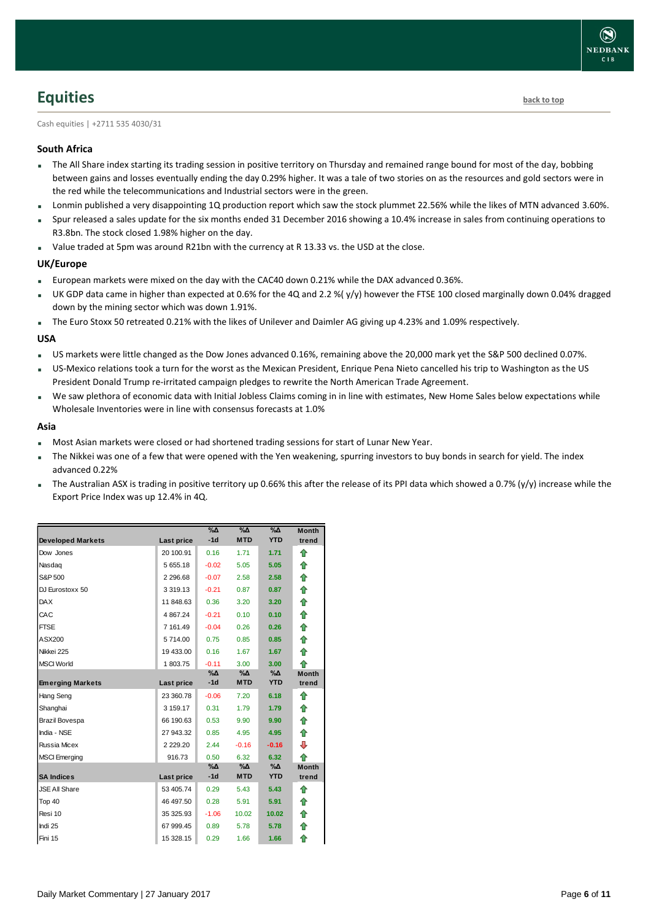## Equities

back to top

Cash equities | +2711 535 4030/31

### South Africa

- The All Share index starting its trading session in positive territory on Thursday and remained range bound for most of the day, bobbing between gains and losses eventually ending the day 0.29% higher. It was a tale of two stories on as the resources and gold sectors were in the red while the telecommunications and Industrial sectors were in the green.
- Lonmin published a very disappointing 1Q production report which saw the stock plummet 22.56% while the likes of MTN advanced 3.60%.
- Spur released a sales update for the six months ended 31 December 2016 showing a 10.4% increase in sales from continuing operations to R3.8bn. The stock closed 1.98% higher on the day.
- Value traded at 5pm was around R21bn with the currency at R 13.33 vs. the USD at the close.

### UK/Europe

- European markets were mixed on the day with the CAC40 down 0.21% while the DAX advanced 0.36%.
- UK GDP data came in higher than expected at 0.6% for the 4Q and 2.2 %( y/y) however the FTSE 100 closed marginally down 0.04% dragged down by the mining sector which was down 1.91%.
- The Euro Stoxx 50 retreated 0.21% with the likes of Unilever and Daimler AG giving up 4.23% and 1.09% respectively.

### USA

- US markets were little changed as the Dow Jones advanced 0.16%, remaining above the 20,000 mark yet the S&P 500 declined 0.07%.
- US-Mexico relations took a turn for the worst as the Mexican President, Enrique Pena Nieto cancelled his trip to Washington as the US President Donald Trump re-irritated campaign pledges to rewrite the North American Trade Agreement.
- We saw plethora of economic data with Initial Jobless Claims coming in in line with estimates, New Home Sales below expectations while Wholesale Inventories were in line with consensus forecasts at 1.0%

### Asia

- Most Asian markets were closed or had shortened trading sessions for start of Lunar New Year.
- The Nikkei was one of a few that were opened with the Yen weakening, spurring investors to buy bonds in search for yield. The index advanced 0.22%
- The Australian ASX is trading in positive territory up 0.66% this after the release of its PPI data which showed a 0.7% (y/y) increase while the Export Price Index was up 12.4% in 4Q.

| Developed Markets | Last price | %Δ -1d | %Δ MTD | %Δ YTD | Month trend |
|---|---|---|---|---|---|
| Dow Jones | 20 100.91 | 0.16 | 1.71 | 1.71 | ⇧ |
| Nasdaq | 5 655.18 | -0.02 | 5.05 | 5.05 | ⇧ |
| S&P 500 | 2 296.68 | -0.07 | 2.58 | 2.58 | ⇧ |
| DJ Eurostoxx 50 | 3 319.13 | -0.21 | 0.87 | 0.87 | ⇧ |
| DAX | 11 848.63 | 0.36 | 3.20 | 3.20 | ⇧ |
| CAC | 4 867.24 | -0.21 | 0.10 | 0.10 | ⇧ |
| FTSE | 7 161.49 | -0.04 | 0.26 | 0.26 | ⇧ |
| ASX200 | 5 714.00 | 0.75 | 0.85 | 0.85 | ⇧ |
| Nikkei 225 | 19 433.00 | 0.16 | 1.67 | 1.67 | ⇧ |
| MSCI World | 1 803.75 | -0.11 | 3.00 | 3.00 | ⇧ |
| **Emerging Markets** | **Last price** | **%Δ -1d** | **%Δ MTD** | **%Δ YTD** | **Month trend** |
| Hang Seng | 23 360.78 | -0.06 | 7.20 | 6.18 | ⇧ |
| Shanghai | 3 159.17 | 0.31 | 1.79 | 1.79 | ⇧ |
| Brazil Bovespa | 66 190.63 | 0.53 | 9.90 | 9.90 | ⇧ |
| India - NSE | 27 943.32 | 0.85 | 4.95 | 4.95 | ⇧ |
| Russia Micex | 2 229.20 | 2.44 | -0.16 | -0.16 | ⇩ |
| MSCI Emerging | 916.73 | 0.50 | 6.32 | 6.32 | ⇧ |
| **SA Indices** | **Last price** | **%Δ -1d** | **%Δ MTD** | **%Δ YTD** | **Month trend** |
| JSE All Share | 53 405.74 | 0.29 | 5.43 | 5.43 | ⇧ |
| Top 40 | 46 497.50 | 0.28 | 5.91 | 5.91 | ⇧ |
| Resi 10 | 35 325.93 | -1.06 | 10.02 | 10.02 | ⇧ |
| Indi 25 | 67 999.45 | 0.89 | 5.78 | 5.78 | ⇧ |
| Fini 15 | 15 328.15 | 0.29 | 1.66 | 1.66 | ⇧ |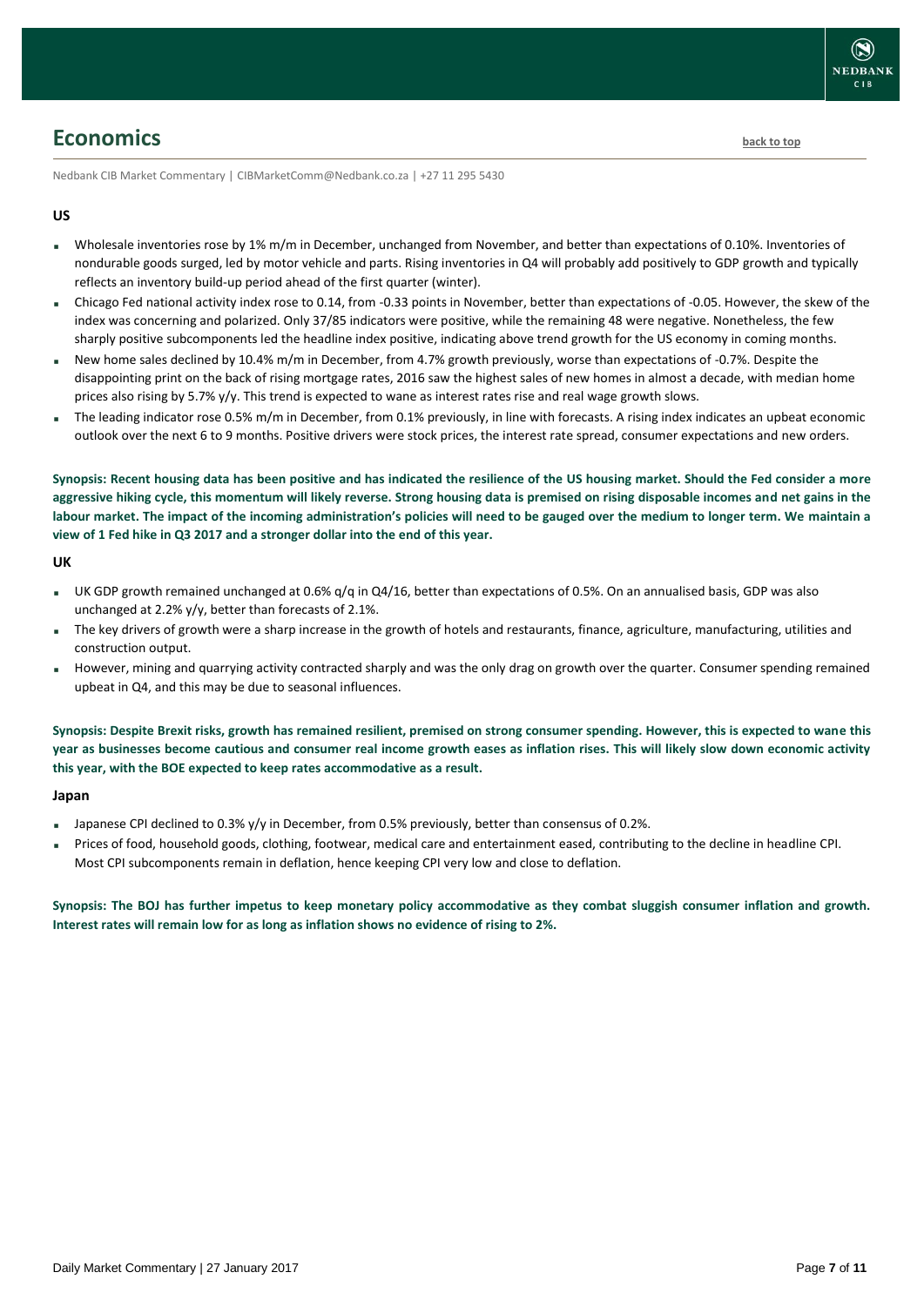# Economics

back to top

Nedbank CIB Market Commentary | CIBMarketComm@Nedbank.co.za | +27 11 295 5430

### US

- Wholesale inventories rose by 1% m/m in December, unchanged from November, and better than expectations of 0.10%. Inventories of nondurable goods surged, led by motor vehicle and parts. Rising inventories in Q4 will probably add positively to GDP growth and typically reflects an inventory build-up period ahead of the first quarter (winter).
- Chicago Fed national activity index rose to 0.14, from -0.33 points in November, better than expectations of -0.05. However, the skew of the index was concerning and polarized. Only 37/85 indicators were positive, while the remaining 48 were negative. Nonetheless, the few sharply positive subcomponents led the headline index positive, indicating above trend growth for the US economy in coming months.
- New home sales declined by 10.4% m/m in December, from 4.7% growth previously, worse than expectations of -0.7%. Despite the disappointing print on the back of rising mortgage rates, 2016 saw the highest sales of new homes in almost a decade, with median home prices also rising by 5.7% y/y. This trend is expected to wane as interest rates rise and real wage growth slows.
- The leading indicator rose 0.5% m/m in December, from 0.1% previously, in line with forecasts. A rising index indicates an upbeat economic outlook over the next 6 to 9 months. Positive drivers were stock prices, the interest rate spread, consumer expectations and new orders.

**Synopsis: Recent housing data has been positive and has indicated the resilience of the US housing market. Should the Fed consider a more aggressive hiking cycle, this momentum will likely reverse. Strong housing data is premised on rising disposable incomes and net gains in the labour market. The impact of the incoming administration's policies will need to be gauged over the medium to longer term. We maintain a view of 1 Fed hike in Q3 2017 and a stronger dollar into the end of this year.**

### UK

- UK GDP growth remained unchanged at 0.6% q/q in Q4/16, better than expectations of 0.5%. On an annualised basis, GDP was also unchanged at 2.2% y/y, better than forecasts of 2.1%.
- The key drivers of growth were a sharp increase in the growth of hotels and restaurants, finance, agriculture, manufacturing, utilities and construction output.
- However, mining and quarrying activity contracted sharply and was the only drag on growth over the quarter. Consumer spending remained upbeat in Q4, and this may be due to seasonal influences.

**Synopsis: Despite Brexit risks, growth has remained resilient, premised on strong consumer spending. However, this is expected to wane this year as businesses become cautious and consumer real income growth eases as inflation rises. This will likely slow down economic activity this year, with the BOE expected to keep rates accommodative as a result.**

### Japan

- Japanese CPI declined to 0.3% y/y in December, from 0.5% previously, better than consensus of 0.2%.
- Prices of food, household goods, clothing, footwear, medical care and entertainment eased, contributing to the decline in headline CPI. Most CPI subcomponents remain in deflation, hence keeping CPI very low and close to deflation.

**Synopsis: The BOJ has further impetus to keep monetary policy accommodative as they combat sluggish consumer inflation and growth. Interest rates will remain low for as long as inflation shows no evidence of rising to 2%.**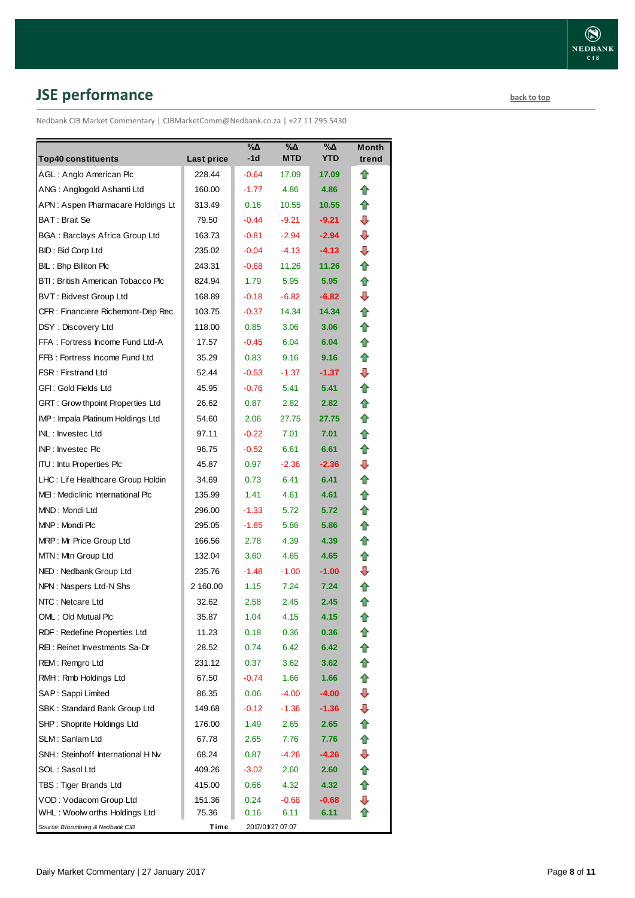## JSE performance

back to top

Nedbank CIB Market Commentary | CIBMarketComm@Nedbank.co.za | +27 11 295 5430

| Top40 constituents | Last price | %Δ -1d | %Δ MTD | %Δ YTD | Month trend |
|---|---|---|---|---|---|
| AGL : Anglo American Plc | 228.44 | -0.64 | 17.09 | 17.09 | ⇧ |
| ANG : Anglogold Ashanti Ltd | 160.00 | -1.77 | 4.86 | 4.86 | ⇧ |
| APN : Aspen Pharmacare Holdings Lt | 313.49 | 0.16 | 10.55 | 10.55 | ⇧ |
| BAT : Brait Se | 79.50 | -0.44 | -9.21 | -9.21 | ⇩ |
| BGA : Barclays Africa Group Ltd | 163.73 | -0.81 | -2.94 | -2.94 | ⇩ |
| BID : Bid Corp Ltd | 235.02 | -0.04 | -4.13 | -4.13 | ⇩ |
| BIL : Bhp Billiton Plc | 243.31 | -0.68 | 11.26 | 11.26 | ⇧ |
| BTI : British American Tobacco Plc | 824.94 | 1.79 | 5.95 | 5.95 | ⇧ |
| BVT : Bidvest Group Ltd | 168.89 | -0.18 | -6.82 | -6.82 | ⇩ |
| CFR : Financiere Richemont-Dep Rec | 103.75 | -0.37 | 14.34 | 14.34 | ⇧ |
| DSY : Discovery Ltd | 118.00 | 0.85 | 3.06 | 3.06 | ⇧ |
| FFA : Fortress Income Fund Ltd-A | 17.57 | -0.45 | 6.04 | 6.04 | ⇧ |
| FFB : Fortress Income Fund Ltd | 35.29 | 0.83 | 9.16 | 9.16 | ⇧ |
| FSR : Firstrand Ltd | 52.44 | -0.53 | -1.37 | -1.37 | ⇩ |
| GFI : Gold Fields Ltd | 45.95 | -0.76 | 5.41 | 5.41 | ⇧ |
| GRT : Growthpoint Properties Ltd | 26.62 | 0.87 | 2.82 | 2.82 | ⇧ |
| IMP : Impala Platinum Holdings Ltd | 54.60 | 2.06 | 27.75 | 27.75 | ⇧ |
| INL : Investec Ltd | 97.11 | -0.22 | 7.01 | 7.01 | ⇧ |
| INP : Investec Plc | 96.75 | -0.52 | 6.61 | 6.61 | ⇧ |
| ITU : Intu Properties Plc | 45.87 | 0.97 | -2.36 | -2.36 | ⇩ |
| LHC : Life Healthcare Group Holdin | 34.69 | 0.73 | 6.41 | 6.41 | ⇧ |
| MEI : Mediclinic International Plc | 135.99 | 1.41 | 4.61 | 4.61 | ⇧ |
| MND : Mondi Ltd | 296.00 | -1.33 | 5.72 | 5.72 | ⇧ |
| MNP : Mondi Plc | 295.05 | -1.65 | 5.86 | 5.86 | ⇧ |
| MRP : Mr Price Group Ltd | 166.56 | 2.78 | 4.39 | 4.39 | ⇧ |
| MTN : Mtn Group Ltd | 132.04 | 3.60 | 4.65 | 4.65 | ⇧ |
| NED : Nedbank Group Ltd | 235.76 | -1.48 | -1.00 | -1.00 | ⇩ |
| NPN : Naspers Ltd-N Shs | 2 160.00 | 1.15 | 7.24 | 7.24 | ⇧ |
| NTC : Netcare Ltd | 32.62 | 2.58 | 2.45 | 2.45 | ⇧ |
| OML : Old Mutual Plc | 35.87 | 1.04 | 4.15 | 4.15 | ⇧ |
| RDF : Redefine Properties Ltd | 11.23 | 0.18 | 0.36 | 0.36 | ⇧ |
| REI : Reinet Investments Sa-Dr | 28.52 | 0.74 | 6.42 | 6.42 | ⇧ |
| REM : Remgro Ltd | 231.12 | 0.37 | 3.62 | 3.62 | ⇧ |
| RMH : Rmb Holdings Ltd | 67.50 | -0.74 | 1.66 | 1.66 | ⇧ |
| SAP : Sappi Limited | 86.35 | 0.06 | -4.00 | -4.00 | ⇩ |
| SBK : Standard Bank Group Ltd | 149.68 | -0.12 | -1.36 | -1.36 | ⇩ |
| SHP : Shoprite Holdings Ltd | 176.00 | 1.49 | 2.65 | 2.65 | ⇧ |
| SLM : Sanlam Ltd | 67.78 | 2.65 | 7.76 | 7.76 | ⇧ |
| SNH : Steinhoff International H Nv | 68.24 | 0.87 | -4.26 | -4.26 | ⇩ |
| SOL : Sasol Ltd | 409.26 | -3.02 | 2.60 | 2.60 | ⇧ |
| TBS : Tiger Brands Ltd | 415.00 | 0.66 | 4.32 | 4.32 | ⇧ |
| VOD : Vodacom Group Ltd | 151.36 | 0.24 | -0.68 | -0.68 | ⇩ |
| WHL : Woolworths Holdings Ltd | 75.36 | 0.16 | 6.11 | 6.11 | ⇧ |

*Source: Bloomberg & Nedbank CIB* **Time** 2017/01/27 07:07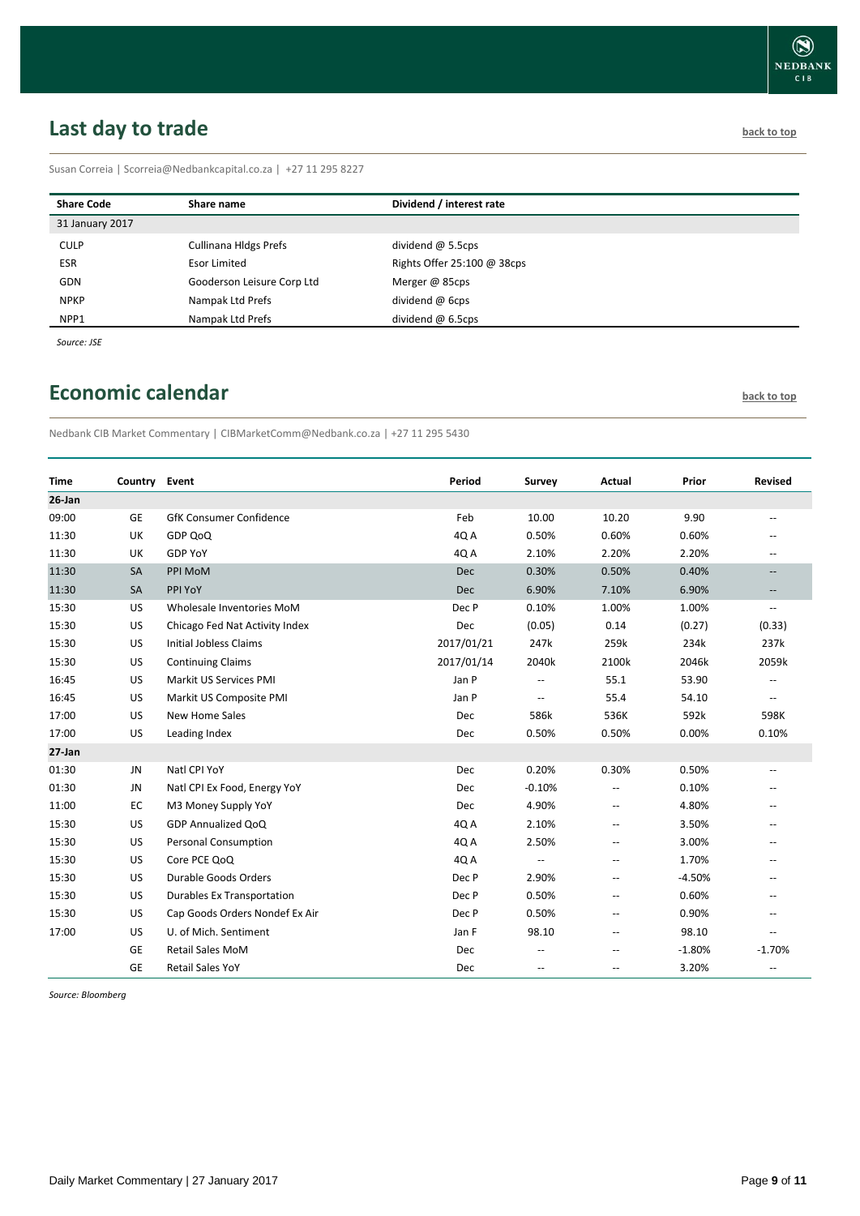## Last day to trade

back to top

Susan Correia | Scorreia@Nedbankcapital.co.za | +27 11 295 8227

| Share Code | Share name | Dividend / interest rate |
|---|---|---|
| 31 January 2017 | | |
| CULP | Cullinana Hldgs Prefs | dividend @ 5.5cps |
| ESR | Esor Limited | Rights Offer 25:100 @ 38cps |
| GDN | Gooderson Leisure Corp Ltd | Merger @ 85cps |
| NPKP | Nampak Ltd Prefs | dividend @ 6cps |
| NPP1 | Nampak Ltd Prefs | dividend @ 6.5cps |

*Source: JSE*

## Economic calendar

back to top

Nedbank CIB Market Commentary | CIBMarketComm@Nedbank.co.za | +27 11 295 5430

| Time | Country | Event | Period | Survey | Actual | Prior | Revised |
|---|---|---|---|---|---|---|---|
| **26-Jan** | | | | | | | |
| 09:00 | GE | GfK Consumer Confidence | Feb | 10.00 | 10.20 | 9.90 | -- |
| 11:30 | UK | GDP QoQ | 4Q A | 0.50% | 0.60% | 0.60% | -- |
| 11:30 | UK | GDP YoY | 4Q A | 2.10% | 2.20% | 2.20% | -- |
| 11:30 | SA | PPI MoM | Dec | 0.30% | 0.50% | 0.40% | -- |
| 11:30 | SA | PPI YoY | Dec | 6.90% | 7.10% | 6.90% | -- |
| 15:30 | US | Wholesale Inventories MoM | Dec P | 0.10% | 1.00% | 1.00% | -- |
| 15:30 | US | Chicago Fed Nat Activity Index | Dec | (0.05) | 0.14 | (0.27) | (0.33) |
| 15:30 | US | Initial Jobless Claims | 2017/01/21 | 247k | 259k | 234k | 237k |
| 15:30 | US | Continuing Claims | 2017/01/14 | 2040k | 2100k | 2046k | 2059k |
| 16:45 | US | Markit US Services PMI | Jan P | -- | 55.1 | 53.90 | -- |
| 16:45 | US | Markit US Composite PMI | Jan P | -- | 55.4 | 54.10 | -- |
| 17:00 | US | New Home Sales | Dec | 586k | 536K | 592k | 598K |
| 17:00 | US | Leading Index | Dec | 0.50% | 0.50% | 0.00% | 0.10% |
| **27-Jan** | | | | | | | |
| 01:30 | JN | Natl CPI YoY | Dec | 0.20% | 0.30% | 0.50% | -- |
| 01:30 | JN | Natl CPI Ex Food, Energy YoY | Dec | -0.10% | -- | 0.10% | -- |
| 11:00 | EC | M3 Money Supply YoY | Dec | 4.90% | -- | 4.80% | -- |
| 15:30 | US | GDP Annualized QoQ | 4Q A | 2.10% | -- | 3.50% | -- |
| 15:30 | US | Personal Consumption | 4Q A | 2.50% | -- | 3.00% | -- |
| 15:30 | US | Core PCE QoQ | 4Q A | -- | -- | 1.70% | -- |
| 15:30 | US | Durable Goods Orders | Dec P | 2.90% | -- | -4.50% | -- |
| 15:30 | US | Durables Ex Transportation | Dec P | 0.50% | -- | 0.60% | -- |
| 15:30 | US | Cap Goods Orders Nondef Ex Air | Dec P | 0.50% | -- | 0.90% | -- |
| 17:00 | US | U. of Mich. Sentiment | Jan F | 98.10 | -- | 98.10 | -- |
| | GE | Retail Sales MoM | Dec | -- | -- | -1.80% | -1.70% |
| | GE | Retail Sales YoY | Dec | -- | -- | 3.20% | -- |

*Source: Bloomberg*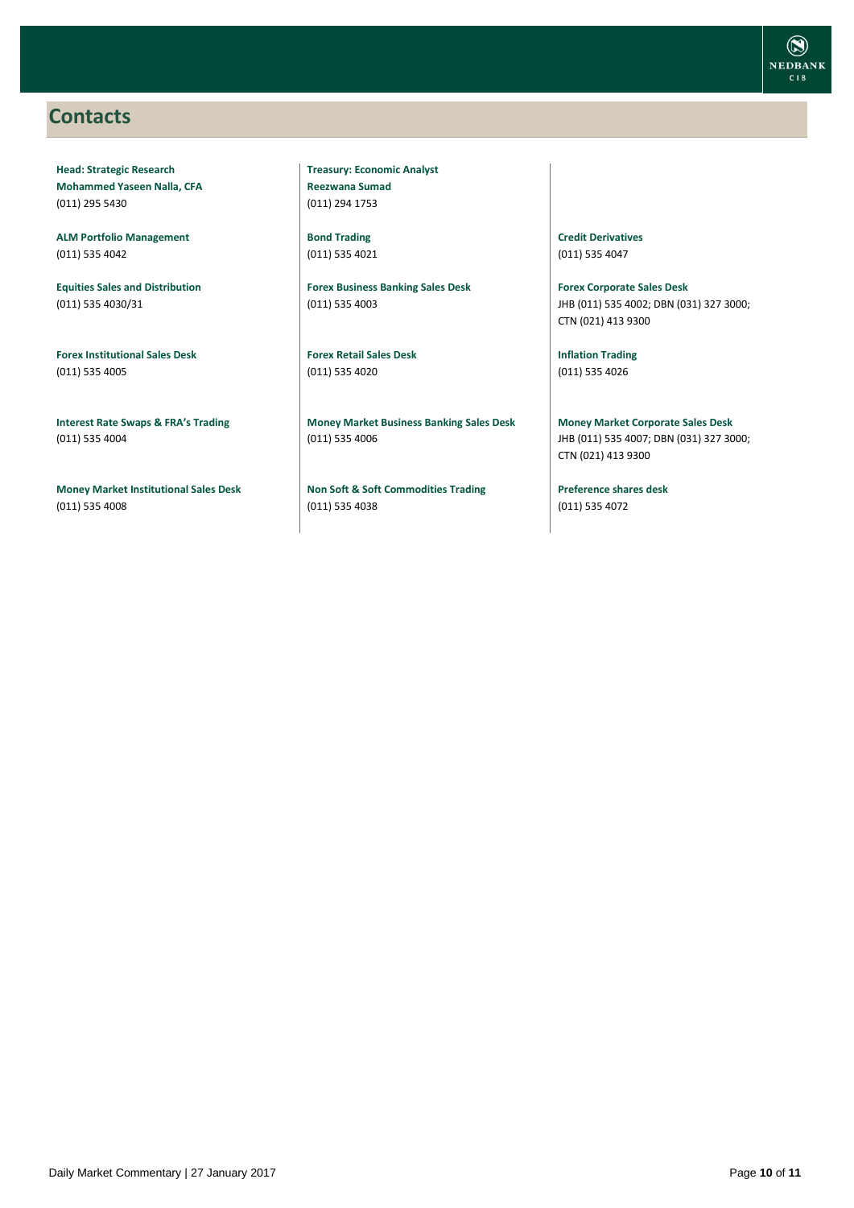## Contacts

**Head: Strategic Research**
**Mohammed Yaseen Nalla, CFA**
(011) 295 5430

**ALM Portfolio Management**
(011) 535 4042

**Equities Sales and Distribution**
(011) 535 4030/31

**Forex Institutional Sales Desk**
(011) 535 4005

**Interest Rate Swaps & FRA's Trading**
(011) 535 4004

**Money Market Institutional Sales Desk**
(011) 535 4008

**Treasury: Economic Analyst**
**Reezwana Sumad**
(011) 294 1753

**Bond Trading**
(011) 535 4021

**Forex Business Banking Sales Desk**
(011) 535 4003

**Forex Retail Sales Desk**
(011) 535 4020

**Money Market Business Banking Sales Desk**
(011) 535 4006

**Non Soft & Soft Commodities Trading**
(011) 535 4038

**Credit Derivatives**
(011) 535 4047

**Forex Corporate Sales Desk**
JHB (011) 535 4002; DBN (031) 327 3000; CTN (021) 413 9300

**Inflation Trading**
(011) 535 4026

**Money Market Corporate Sales Desk**
JHB (011) 535 4007; DBN (031) 327 3000; CTN (021) 413 9300

**Preference shares desk**
(011) 535 4072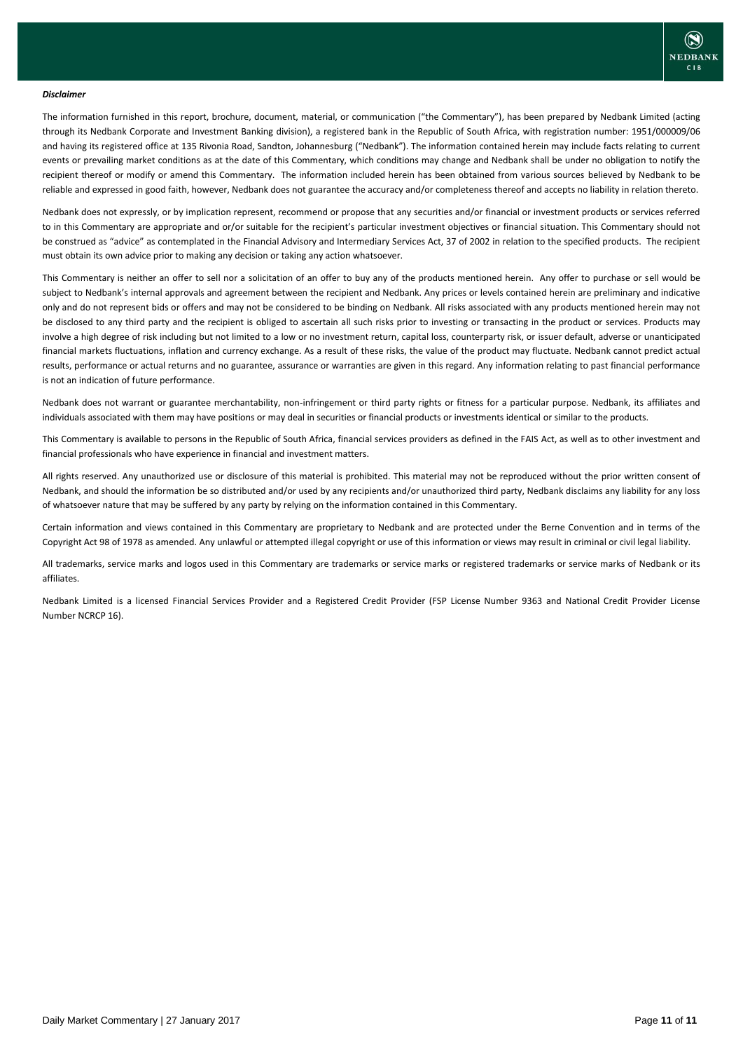***Disclaimer***

The information furnished in this report, brochure, document, material, or communication ("the Commentary"), has been prepared by Nedbank Limited (acting through its Nedbank Corporate and Investment Banking division), a registered bank in the Republic of South Africa, with registration number: 1951/000009/06 and having its registered office at 135 Rivonia Road, Sandton, Johannesburg ("Nedbank"). The information contained herein may include facts relating to current events or prevailing market conditions as at the date of this Commentary, which conditions may change and Nedbank shall be under no obligation to notify the recipient thereof or modify or amend this Commentary. The information included herein has been obtained from various sources believed by Nedbank to be reliable and expressed in good faith, however, Nedbank does not guarantee the accuracy and/or completeness thereof and accepts no liability in relation thereto.

Nedbank does not expressly, or by implication represent, recommend or propose that any securities and/or financial or investment products or services referred to in this Commentary are appropriate and or/or suitable for the recipient's particular investment objectives or financial situation. This Commentary should not be construed as "advice" as contemplated in the Financial Advisory and Intermediary Services Act, 37 of 2002 in relation to the specified products. The recipient must obtain its own advice prior to making any decision or taking any action whatsoever.

This Commentary is neither an offer to sell nor a solicitation of an offer to buy any of the products mentioned herein. Any offer to purchase or sell would be subject to Nedbank's internal approvals and agreement between the recipient and Nedbank. Any prices or levels contained herein are preliminary and indicative only and do not represent bids or offers and may not be considered to be binding on Nedbank. All risks associated with any products mentioned herein may not be disclosed to any third party and the recipient is obliged to ascertain all such risks prior to investing or transacting in the product or services. Products may involve a high degree of risk including but not limited to a low or no investment return, capital loss, counterparty risk, or issuer default, adverse or unanticipated financial markets fluctuations, inflation and currency exchange. As a result of these risks, the value of the product may fluctuate. Nedbank cannot predict actual results, performance or actual returns and no guarantee, assurance or warranties are given in this regard. Any information relating to past financial performance is not an indication of future performance.

Nedbank does not warrant or guarantee merchantability, non-infringement or third party rights or fitness for a particular purpose. Nedbank, its affiliates and individuals associated with them may have positions or may deal in securities or financial products or investments identical or similar to the products.

This Commentary is available to persons in the Republic of South Africa, financial services providers as defined in the FAIS Act, as well as to other investment and financial professionals who have experience in financial and investment matters.

All rights reserved. Any unauthorized use or disclosure of this material is prohibited. This material may not be reproduced without the prior written consent of Nedbank, and should the information be so distributed and/or used by any recipients and/or unauthorized third party, Nedbank disclaims any liability for any loss of whatsoever nature that may be suffered by any party by relying on the information contained in this Commentary.

Certain information and views contained in this Commentary are proprietary to Nedbank and are protected under the Berne Convention and in terms of the Copyright Act 98 of 1978 as amended. Any unlawful or attempted illegal copyright or use of this information or views may result in criminal or civil legal liability.

All trademarks, service marks and logos used in this Commentary are trademarks or service marks or registered trademarks or service marks of Nedbank or its affiliates.

Nedbank Limited is a licensed Financial Services Provider and a Registered Credit Provider (FSP License Number 9363 and National Credit Provider License Number NCRCP 16).